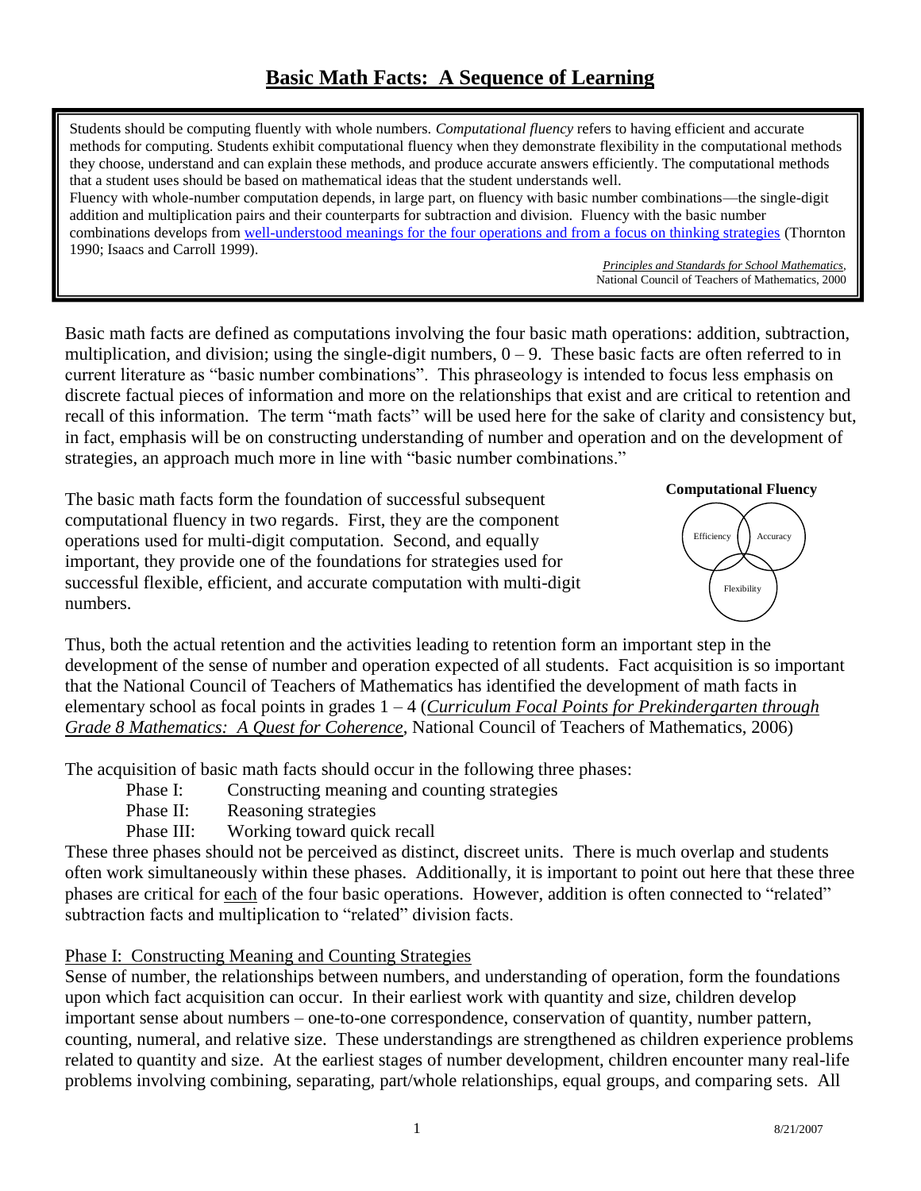# Basic Math Facts: A Sequence of Learning

> Students should be computing fluently with whole numbers. *Computational fluency* refers to having efficient and accurate methods for computing. Students exhibit computational fluency when they demonstrate flexibility in the computational methods they choose, understand and can explain these methods, and produce accurate answers efficiently. The computational methods that a student uses should be based on mathematical ideas that the student understands well.
> Fluency with whole-number computation depends, in large part, on fluency with basic number combinations—the single-digit addition and multiplication pairs and their counterparts for subtraction and division. Fluency with the basic number combinations develops from well-understood meanings for the four operations and from a focus on thinking strategies (Thornton 1990; Isaacs and Carroll 1999).
>
> *Principles and Standards for School Mathematics*, National Council of Teachers of Mathematics, 2000

Basic math facts are defined as computations involving the four basic math operations: addition, subtraction, multiplication, and division; using the single-digit numbers, 0 – 9. These basic facts are often referred to in current literature as "basic number combinations". This phraseology is intended to focus less emphasis on discrete factual pieces of information and more on the relationships that exist and are critical to retention and recall of this information. The term "math facts" will be used here for the sake of clarity and consistency but, in fact, emphasis will be on constructing understanding of number and operation and on the development of strategies, an approach much more in line with "basic number combinations."

**Computational Fluency**

Efficiency · Accuracy · Flexibility

The basic math facts form the foundation of successful subsequent computational fluency in two regards. First, they are the component operations used for multi-digit computation. Second, and equally important, they provide one of the foundations for strategies used for successful flexible, efficient, and accurate computation with multi-digit numbers.

Thus, both the actual retention and the activities leading to retention form an important step in the development of the sense of number and operation expected of all students. Fact acquisition is so important that the National Council of Teachers of Mathematics has identified the development of math facts in elementary school as focal points in grades 1 – 4 (*Curriculum Focal Points for Prekindergarten through Grade 8 Mathematics: A Quest for Coherence*, National Council of Teachers of Mathematics, 2006)

The acquisition of basic math facts should occur in the following three phases:

- Phase I: Constructing meaning and counting strategies
- Phase II: Reasoning strategies
- Phase III: Working toward quick recall

These three phases should not be perceived as distinct, discreet units. There is much overlap and students often work simultaneously within these phases. Additionally, it is important to point out here that these three phases are critical for each of the four basic operations. However, addition is often connected to "related" subtraction facts and multiplication to "related" division facts.

## Phase I: Constructing Meaning and Counting Strategies

Sense of number, the relationships between numbers, and understanding of operation, form the foundations upon which fact acquisition can occur. In their earliest work with quantity and size, children develop important sense about numbers – one-to-one correspondence, conservation of quantity, number pattern, counting, numeral, and relative size. These understandings are strengthened as children experience problems related to quantity and size. At the earliest stages of number development, children encounter many real-life problems involving combining, separating, part/whole relationships, equal groups, and comparing sets. All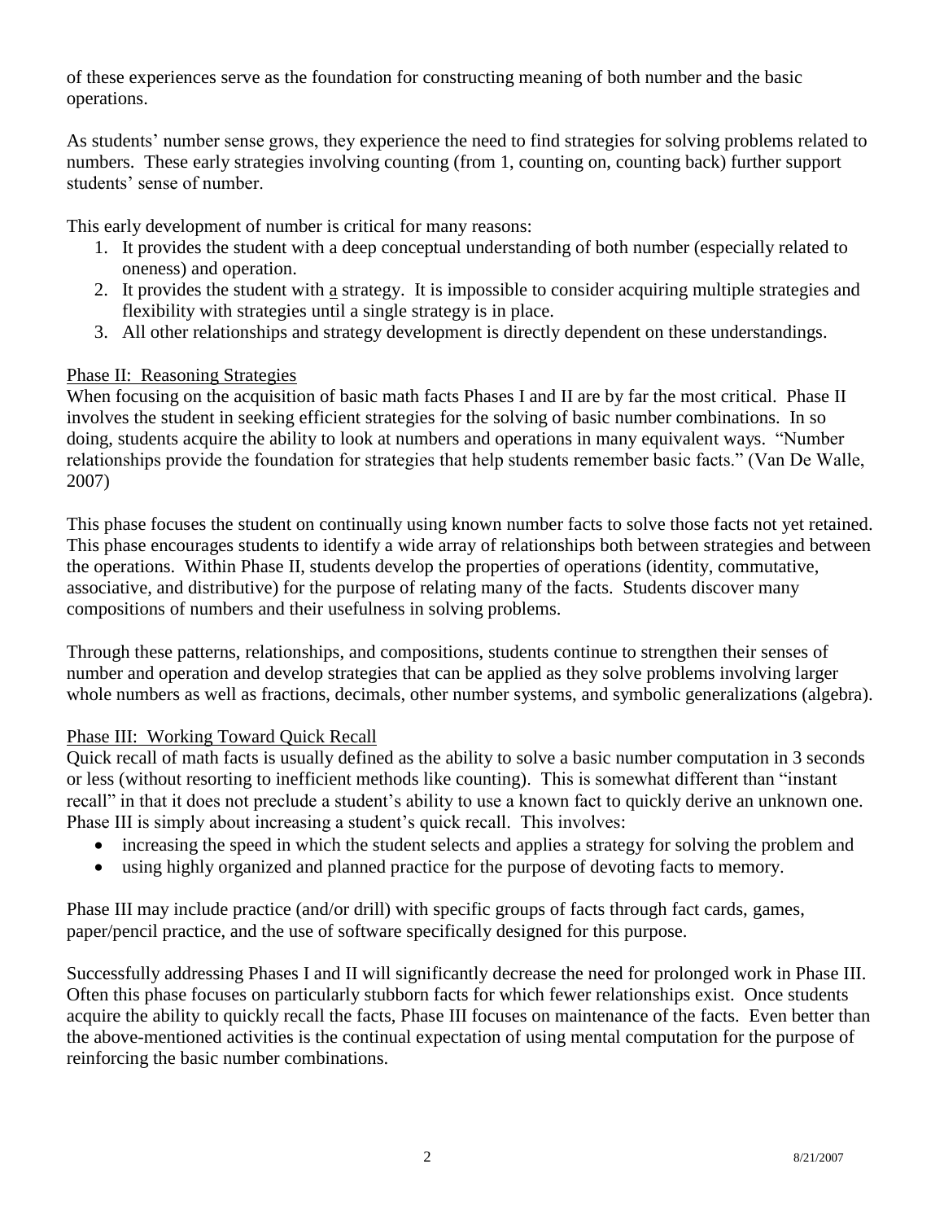of these experiences serve as the foundation for constructing meaning of both number and the basic operations.

As students' number sense grows, they experience the need to find strategies for solving problems related to numbers. These early strategies involving counting (from 1, counting on, counting back) further support students' sense of number.

This early development of number is critical for many reasons:

1. It provides the student with a deep conceptual understanding of both number (especially related to oneness) and operation.
2. It provides the student with <u>a</u> strategy. It is impossible to consider acquiring multiple strategies and flexibility with strategies until a single strategy is in place.
3. All other relationships and strategy development is directly dependent on these understandings.

### Phase II: Reasoning Strategies

When focusing on the acquisition of basic math facts Phases I and II are by far the most critical. Phase II involves the student in seeking efficient strategies for the solving of basic number combinations. In so doing, students acquire the ability to look at numbers and operations in many equivalent ways. "Number relationships provide the foundation for strategies that help students remember basic facts." (Van De Walle, 2007)

This phase focuses the student on continually using known number facts to solve those facts not yet retained. This phase encourages students to identify a wide array of relationships both between strategies and between the operations. Within Phase II, students develop the properties of operations (identity, commutative, associative, and distributive) for the purpose of relating many of the facts. Students discover many compositions of numbers and their usefulness in solving problems.

Through these patterns, relationships, and compositions, students continue to strengthen their senses of number and operation and develop strategies that can be applied as they solve problems involving larger whole numbers as well as fractions, decimals, other number systems, and symbolic generalizations (algebra).

### Phase III: Working Toward Quick Recall

Quick recall of math facts is usually defined as the ability to solve a basic number computation in 3 seconds or less (without resorting to inefficient methods like counting). This is somewhat different than "instant recall" in that it does not preclude a student's ability to use a known fact to quickly derive an unknown one. Phase III is simply about increasing a student's quick recall. This involves:

- increasing the speed in which the student selects and applies a strategy for solving the problem and
- using highly organized and planned practice for the purpose of devoting facts to memory.

Phase III may include practice (and/or drill) with specific groups of facts through fact cards, games, paper/pencil practice, and the use of software specifically designed for this purpose.

Successfully addressing Phases I and II will significantly decrease the need for prolonged work in Phase III. Often this phase focuses on particularly stubborn facts for which fewer relationships exist. Once students acquire the ability to quickly recall the facts, Phase III focuses on maintenance of the facts. Even better than the above-mentioned activities is the continual expectation of using mental computation for the purpose of reinforcing the basic number combinations.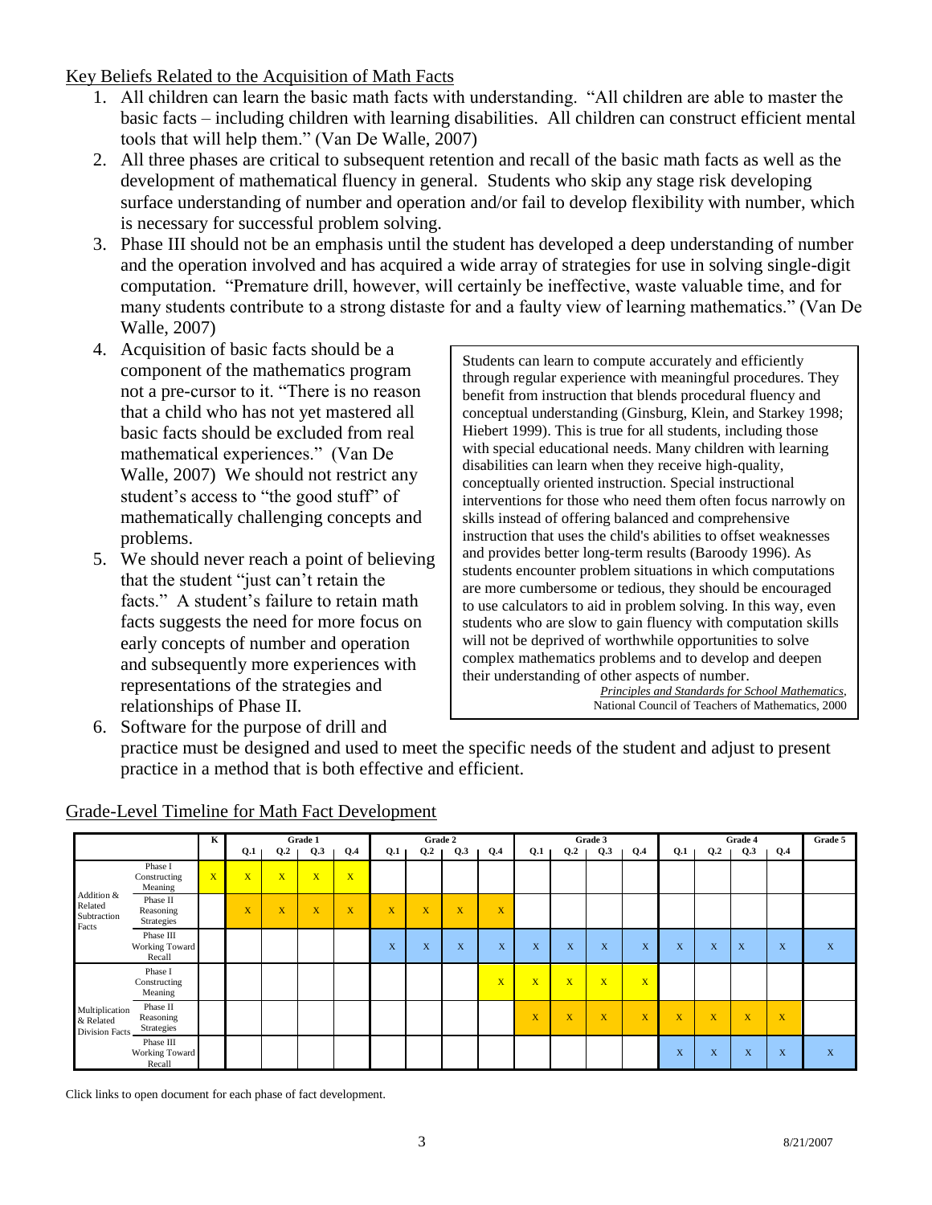Key Beliefs Related to the Acquisition of Math Facts

1. All children can learn the basic math facts with understanding. "All children are able to master the basic facts – including children with learning disabilities. All children can construct efficient mental tools that will help them." (Van De Walle, 2007)
2. All three phases are critical to subsequent retention and recall of the basic math facts as well as the development of mathematical fluency in general. Students who skip any stage risk developing surface understanding of number and operation and/or fail to develop flexibility with number, which is necessary for successful problem solving.
3. Phase III should not be an emphasis until the student has developed a deep understanding of number and the operation involved and has acquired a wide array of strategies for use in solving single-digit computation. "Premature drill, however, will certainly be ineffective, waste valuable time, and for many students contribute to a strong distaste for and a faulty view of learning mathematics." (Van De Walle, 2007)
4. Acquisition of basic facts should be a component of the mathematics program not a pre-cursor to it. "There is no reason that a child who has not yet mastered all basic facts should be excluded from real mathematical experiences." (Van De Walle, 2007) We should not restrict any student's access to "the good stuff" of mathematically challenging concepts and problems.
5. We should never reach a point of believing that the student "just can't retain the facts." A student's failure to retain math facts suggests the need for more focus on early concepts of number and operation and subsequently more experiences with representations of the strategies and relationships of Phase II.
6. Software for the purpose of drill and practice must be designed and used to meet the specific needs of the student and adjust to present practice in a method that is both effective and efficient.

> Students can learn to compute accurately and efficiently through regular experience with meaningful procedures. They benefit from instruction that blends procedural fluency and conceptual understanding (Ginsburg, Klein, and Starkey 1998; Hiebert 1999). This is true for all students, including those with special educational needs. Many children with learning disabilities can learn when they receive high-quality, conceptually oriented instruction. Special instructional interventions for those who need them often focus narrowly on skills instead of offering balanced and comprehensive instruction that uses the child's abilities to offset weaknesses and provides better long-term results (Baroody 1996). As students encounter problem situations in which computations are more cumbersome or tedious, they should be encouraged to use calculators to aid in problem solving. In this way, even students who are slow to gain fluency with computation skills will not be deprived of worthwhile opportunities to solve complex mathematics problems and to develop and deepen their understanding of other aspects of number.
>
> *Principles and Standards for School Mathematics*, National Council of Teachers of Mathematics, 2000

Grade-Level Timeline for Math Fact Development

| | | K | Grade 1 | | | | Grade 2 | | | | Grade 3 | | | | Grade 4 | | | | Grade 5 |
|---|---|---|---|---|---|---|---|---|---|---|---|---|---|---|---|---|---|---|---|
| | | | Q.1 | Q.2 | Q.3 | Q.4 | Q.1 | Q.2 | Q.3 | Q.4 | Q.1 | Q.2 | Q.3 | Q.4 | Q.1 | Q.2 | Q.3 | Q.4 | |
| Addition & Related Subtraction Facts | Phase I Constructing Meaning | X | X | X | X | X | | | | | | | | | | | | | |
| | Phase II Reasoning Strategies | | X | X | X | X | X | X | X | X | | | | | | | | | |
| | Phase III Working Toward Recall | | | | | | X | X | X | X | X | X | X | X | X | X | X | X | X |
| Multiplication & Related Division Facts | Phase I Constructing Meaning | | | | | | | | | X | X | X | X | X | | | | | |
| | Phase II Reasoning Strategies | | | | | | | | | | X | X | X | X | X | X | X | X | |
| | Phase III Working Toward Recall | | | | | | | | | | | | | | X | X | X | X | X |

Click links to open document for each phase of fact development.